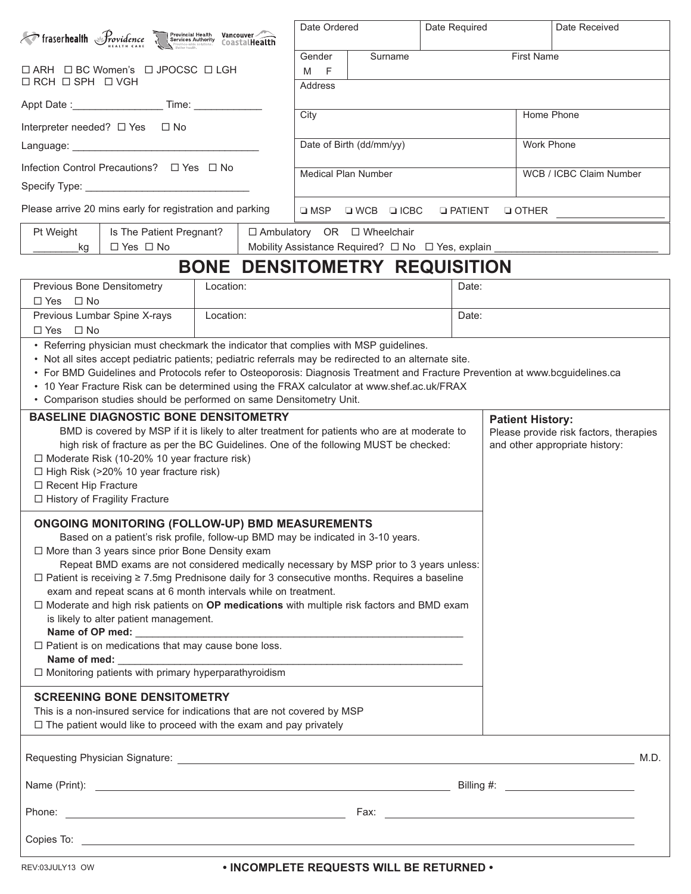fraserhealth | Providence Health Care | Provincial Health Services Authority | Vancouver Coastal Health

☐ ARH ☐ BC Women's ☐ JPOCSC ☐ LGH
☐ RCH ☐ SPH ☐ VGH

Appt Date :_______________ Time: ___________

Interpreter needed? ☐ Yes ☐ No

Language: _________________________________

Infection Control Precautions? ☐ Yes ☐ No

Specify Type: _____________________________

Please arrive 20 mins early for registration and parking

| Date Ordered | Date Required | Date Received |
|---|---|---|
| | | |

| Gender M F | Surname | First Name |
|---|---|---|
| Address | | |
| City | | Home Phone |
| Date of Birth (dd/mm/yy) | | Work Phone |
| Medical Plan Number | | WCB / ICBC Claim Number |

❑ MSP ❑ WCB ❑ ICBC ❑ PATIENT ❑ OTHER ___________________

| Pt Weight | Is The Patient Pregnant? | ☐ Ambulatory OR ☐ Wheelchair |
|---|---|---|
| ________kg | ☐ Yes ☐ No | Mobility Assistance Required? ☐ No ☐ Yes, explain ______________________________ |

# BONE DENSITOMETRY REQUISITION

| Previous Bone Densitometry ☐ Yes ☐ No | Location: | Date: |
|---|---|---|
| Previous Lumbar Spine X-rays ☐ Yes ☐ No | Location: | Date: |

- Referring physician must checkmark the indicator that complies with MSP guidelines.
- Not all sites accept pediatric patients; pediatric referrals may be redirected to an alternate site.
- For BMD Guidelines and Protocols refer to Osteoporosis: Diagnosis Treatment and Fracture Prevention at www.bcguidelines.ca
- 10 Year Fracture Risk can be determined using the FRAX calculator at www.shef.ac.uk/FRAX
- Comparison studies should be performed on same Densitometry Unit.

## BASELINE DIAGNOSTIC BONE DENSITOMETRY

BMD is covered by MSP if it is likely to alter treatment for patients who are at moderate to high risk of fracture as per the BC Guidelines. One of the following MUST be checked:

☐ Moderate Risk (10-20% 10 year fracture risk)
☐ High Risk (>20% 10 year fracture risk)
☐ Recent Hip Fracture
☐ History of Fragility Fracture

## ONGOING MONITORING (FOLLOW-UP) BMD MEASUREMENTS

Based on a patient's risk profile, follow-up BMD may be indicated in 3-10 years.

☐ More than 3 years since prior Bone Density exam

Repeat BMD exams are not considered medically necessary by MSP prior to 3 years unless:

☐ Patient is receiving ≥ 7.5mg Prednisone daily for 3 consecutive months. Requires a baseline exam and repeat scans at 6 month intervals while on treatment.
☐ Moderate and high risk patients on **OP medications** with multiple risk factors and BMD exam is likely to alter patient management.
**Name of OP med:** ____________________________________________________________
☐ Patient is on medications that may cause bone loss.
**Name of med:** _______________________________________________________________
☐ Monitoring patients with primary hyperparathyroidism

## SCREENING BONE DENSITOMETRY

This is a non-insured service for indications that are not covered by MSP

☐ The patient would like to proceed with the exam and pay privately

**Patient History:**
Please provide risk factors, therapies and other appropriate history:

Requesting Physician Signature: ______________________________________________ M.D.

Name (Print): ______________________________________ Billing #: ____________________

Phone: ______________________________ Fax: ______________________________

Copies To: ____________________________________________________________

REV:03JULY13 OW

**• INCOMPLETE REQUESTS WILL BE RETURNED •**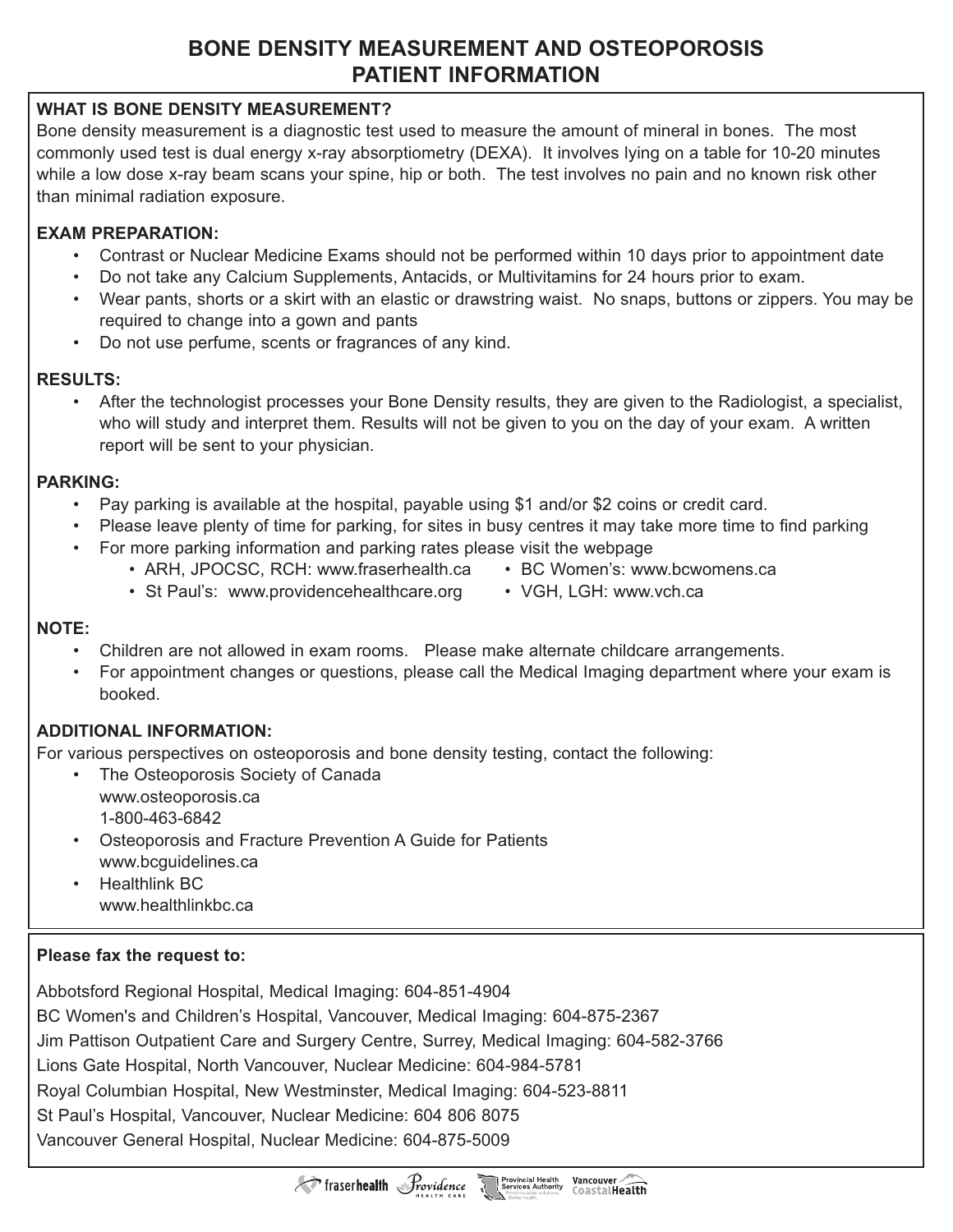# BONE DENSITY MEASUREMENT AND OSTEOPOROSIS PATIENT INFORMATION

**WHAT IS BONE DENSITY MEASUREMENT?**

Bone density measurement is a diagnostic test used to measure the amount of mineral in bones. The most commonly used test is dual energy x-ray absorptiometry (DEXA). It involves lying on a table for 10-20 minutes while a low dose x-ray beam scans your spine, hip or both. The test involves no pain and no known risk other than minimal radiation exposure.

**EXAM PREPARATION:**

- Contrast or Nuclear Medicine Exams should not be performed within 10 days prior to appointment date
- Do not take any Calcium Supplements, Antacids, or Multivitamins for 24 hours prior to exam.
- Wear pants, shorts or a skirt with an elastic or drawstring waist. No snaps, buttons or zippers. You may be required to change into a gown and pants
- Do not use perfume, scents or fragrances of any kind.

**RESULTS:**

- After the technologist processes your Bone Density results, they are given to the Radiologist, a specialist, who will study and interpret them. Results will not be given to you on the day of your exam. A written report will be sent to your physician.

**PARKING:**

- Pay parking is available at the hospital, payable using $1 and/or $2 coins or credit card.
- Please leave plenty of time for parking, for sites in busy centres it may take more time to find parking
- For more parking information and parking rates please visit the webpage
  - ARH, JPOCSC, RCH: www.fraserhealth.ca
  - St Paul's: www.providencehealthcare.org
  - BC Women's: www.bcwomens.ca
  - VGH, LGH: www.vch.ca

**NOTE:**

- Children are not allowed in exam rooms. Please make alternate childcare arrangements.
- For appointment changes or questions, please call the Medical Imaging department where your exam is booked.

**ADDITIONAL INFORMATION:**

For various perspectives on osteoporosis and bone density testing, contact the following:

- The Osteoporosis Society of Canada
  www.osteoporosis.ca
  1-800-463-6842
- Osteoporosis and Fracture Prevention A Guide for Patients
  www.bcguidelines.ca
- Healthlink BC
  www.healthlinkbc.ca

**Please fax the request to:**

Abbotsford Regional Hospital, Medical Imaging: 604-851-4904

BC Women's and Children's Hospital, Vancouver, Medical Imaging: 604-875-2367

Jim Pattison Outpatient Care and Surgery Centre, Surrey, Medical Imaging: 604-582-3766

Lions Gate Hospital, North Vancouver, Nuclear Medicine: 604-984-5781

Royal Columbian Hospital, New Westminster, Medical Imaging: 604-523-8811

St Paul's Hospital, Vancouver, Nuclear Medicine: 604 806 8075

Vancouver General Hospital, Nuclear Medicine: 604-875-5009